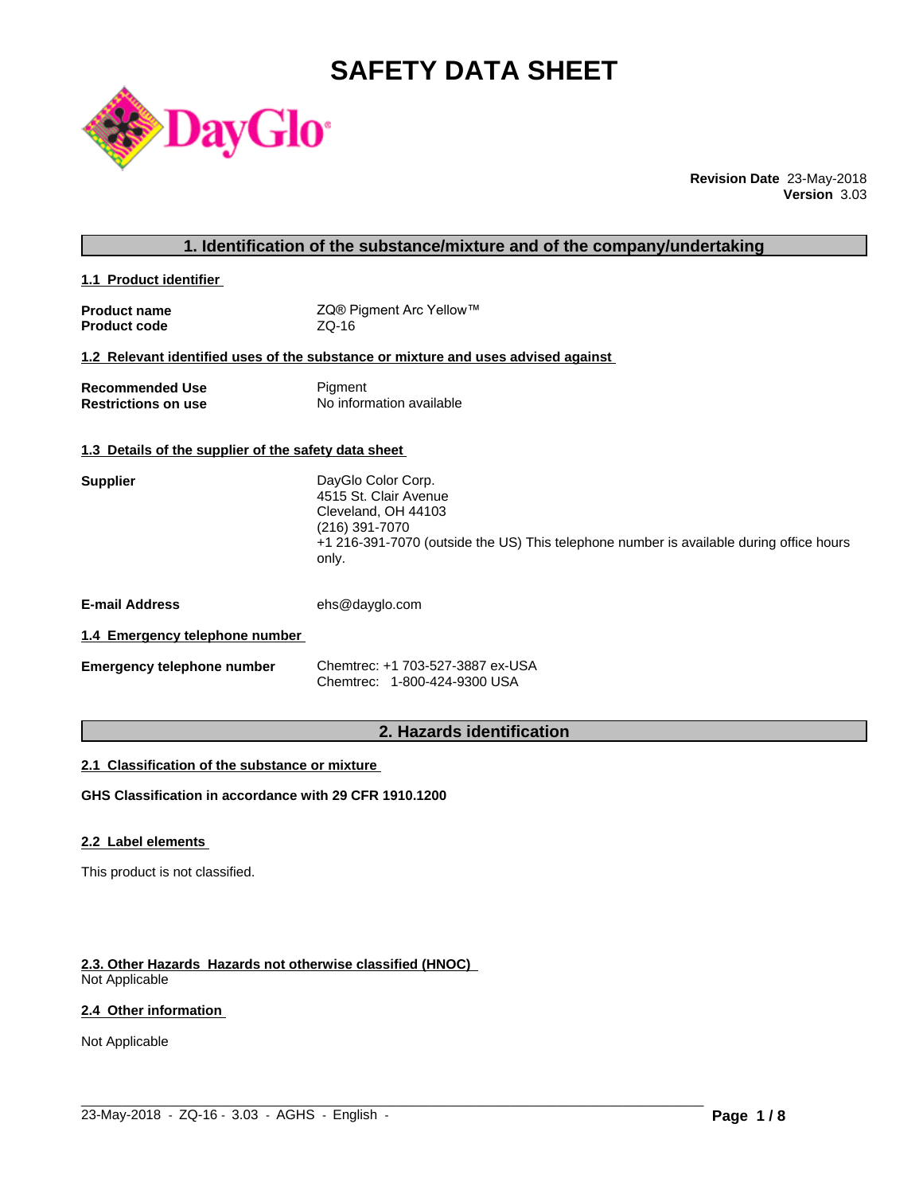# SAFETY DATA SHEET

**Revision Date** 23-May-2018
**Version** 3.03

## 1. Identification of the substance/mixture and of the company/undertaking

### 1.1 Product identifier

| | |
|---|---|
| **Product name** | ZQ® Pigment Arc Yellow™ |
| **Product code** | ZQ-16 |

### 1.2 Relevant identified uses of the substance or mixture and uses advised against

| | |
|---|---|
| **Recommended Use** | Pigment |
| **Restrictions on use** | No information available |

### 1.3 Details of the supplier of the safety data sheet

**Supplier**
DayGlo Color Corp.
4515 St. Clair Avenue
Cleveland, OH 44103
(216) 391-7070
+1 216-391-7070 (outside the US) This telephone number is available during office hours only.

**E-mail Address** ehs@dayglo.com

### 1.4 Emergency telephone number

**Emergency telephone number**
Chemtrec: +1 703-527-3887 ex-USA
Chemtrec: 1-800-424-9300 USA

## 2. Hazards identification

### 2.1 Classification of the substance or mixture

**GHS Classification in accordance with 29 CFR 1910.1200**

### 2.2 Label elements

This product is not classified.

### 2.3. Other Hazards Hazards not otherwise classified (HNOC)

Not Applicable

### 2.4 Other information

Not Applicable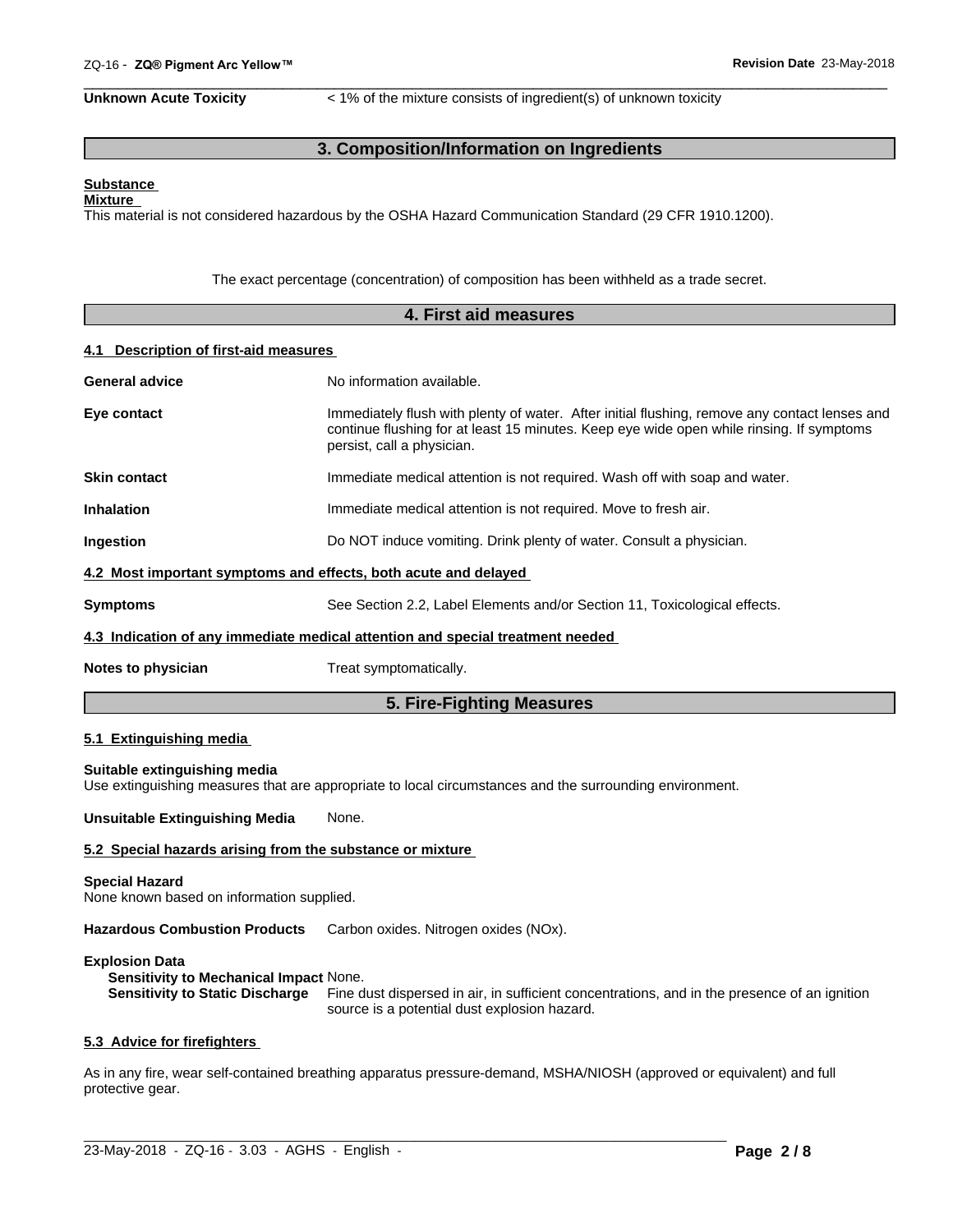**Unknown Acute Toxicity** < 1% of the mixture consists of ingredient(s) of unknown toxicity

## 3. Composition/Information on Ingredients

**Substance**
**Mixture**
This material is not considered hazardous by the OSHA Hazard Communication Standard (29 CFR 1910.1200).

The exact percentage (concentration) of composition has been withheld as a trade secret.

## 4. First aid measures

### 4.1 Description of first-aid measures

**General advice** No information available.

**Eye contact** Immediately flush with plenty of water. After initial flushing, remove any contact lenses and continue flushing for at least 15 minutes. Keep eye wide open while rinsing. If symptoms persist, call a physician.

**Skin contact** Immediate medical attention is not required. Wash off with soap and water.

**Inhalation** Immediate medical attention is not required. Move to fresh air.

**Ingestion** Do NOT induce vomiting. Drink plenty of water. Consult a physician.

### 4.2 Most important symptoms and effects, both acute and delayed

**Symptoms** See Section 2.2, Label Elements and/or Section 11, Toxicological effects.

### 4.3 Indication of any immediate medical attention and special treatment needed

**Notes to physician** Treat symptomatically.

## 5. Fire-Fighting Measures

### 5.1 Extinguishing media

**Suitable extinguishing media**
Use extinguishing measures that are appropriate to local circumstances and the surrounding environment.

**Unsuitable Extinguishing Media** None.

### 5.2 Special hazards arising from the substance or mixture

**Special Hazard**
None known based on information supplied.

**Hazardous Combustion Products** Carbon oxides. Nitrogen oxides (NOx).

**Explosion Data**
**Sensitivity to Mechanical Impact** None.
**Sensitivity to Static Discharge** Fine dust dispersed in air, in sufficient concentrations, and in the presence of an ignition source is a potential dust explosion hazard.

### 5.3 Advice for firefighters

As in any fire, wear self-contained breathing apparatus pressure-demand, MSHA/NIOSH (approved or equivalent) and full protective gear.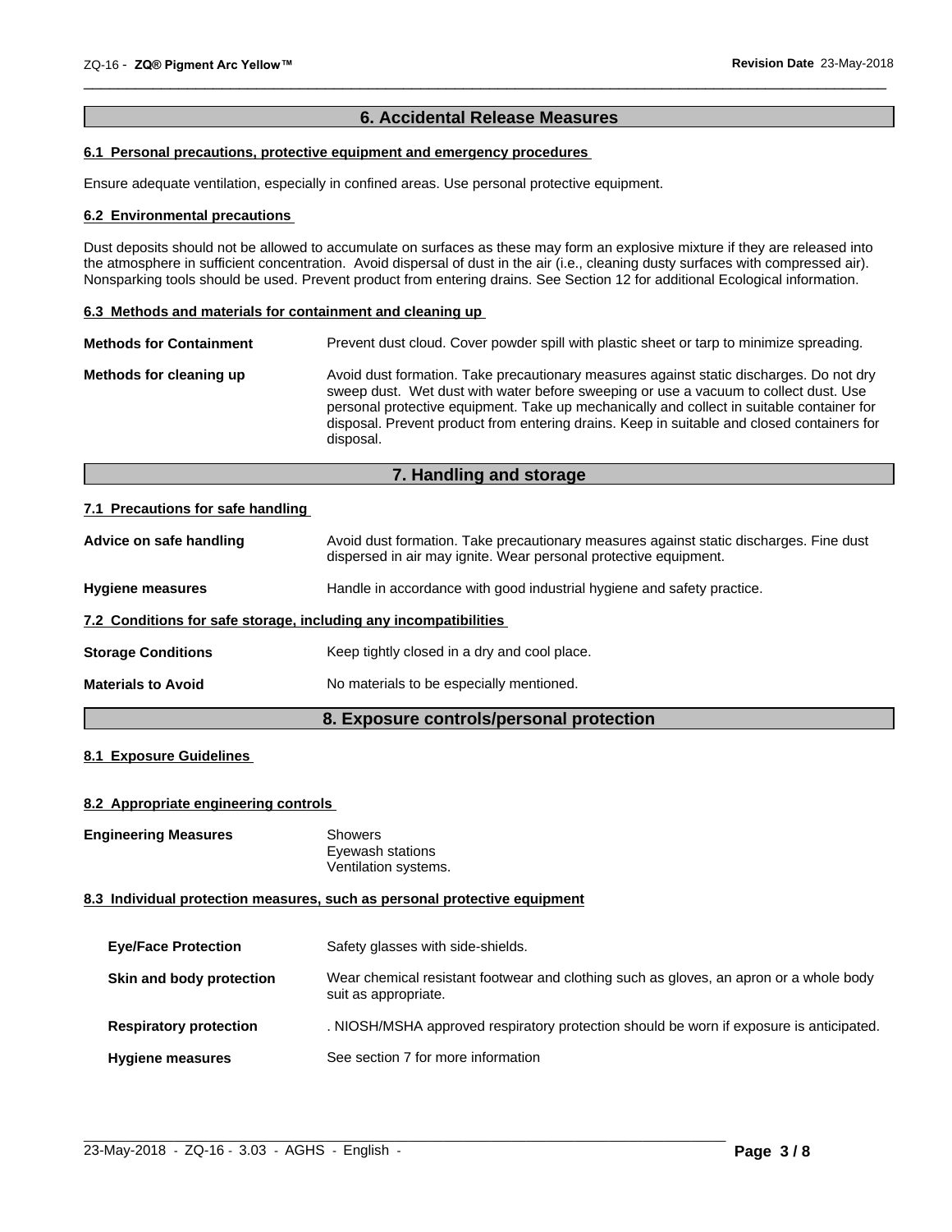## 6. Accidental Release Measures

### 6.1 Personal precautions, protective equipment and emergency procedures

Ensure adequate ventilation, especially in confined areas. Use personal protective equipment.

### 6.2 Environmental precautions

Dust deposits should not be allowed to accumulate on surfaces as these may form an explosive mixture if they are released into the atmosphere in sufficient concentration. Avoid dispersal of dust in the air (i.e., cleaning dusty surfaces with compressed air). Nonsparking tools should be used. Prevent product from entering drains. See Section 12 for additional Ecological information.

### 6.3 Methods and materials for containment and cleaning up

**Methods for Containment** Prevent dust cloud. Cover powder spill with plastic sheet or tarp to minimize spreading.

**Methods for cleaning up** Avoid dust formation. Take precautionary measures against static discharges. Do not dry sweep dust. Wet dust with water before sweeping or use a vacuum to collect dust. Use personal protective equipment. Take up mechanically and collect in suitable container for disposal. Prevent product from entering drains. Keep in suitable and closed containers for disposal.

## 7. Handling and storage

### 7.1 Precautions for safe handling

**Advice on safe handling** Avoid dust formation. Take precautionary measures against static discharges. Fine dust dispersed in air may ignite. Wear personal protective equipment.

**Hygiene measures** Handle in accordance with good industrial hygiene and safety practice.

### 7.2 Conditions for safe storage, including any incompatibilities

**Storage Conditions** Keep tightly closed in a dry and cool place.

**Materials to Avoid** No materials to be especially mentioned.

## 8. Exposure controls/personal protection

### 8.1 Exposure Guidelines

### 8.2 Appropriate engineering controls

**Engineering Measures** Showers
Eyewash stations
Ventilation systems.

### 8.3 Individual protection measures, such as personal protective equipment

**Eye/Face Protection** Safety glasses with side-shields.

**Skin and body protection** Wear chemical resistant footwear and clothing such as gloves, an apron or a whole body suit as appropriate.

**Respiratory protection** . NIOSH/MSHA approved respiratory protection should be worn if exposure is anticipated.

**Hygiene measures** See section 7 for more information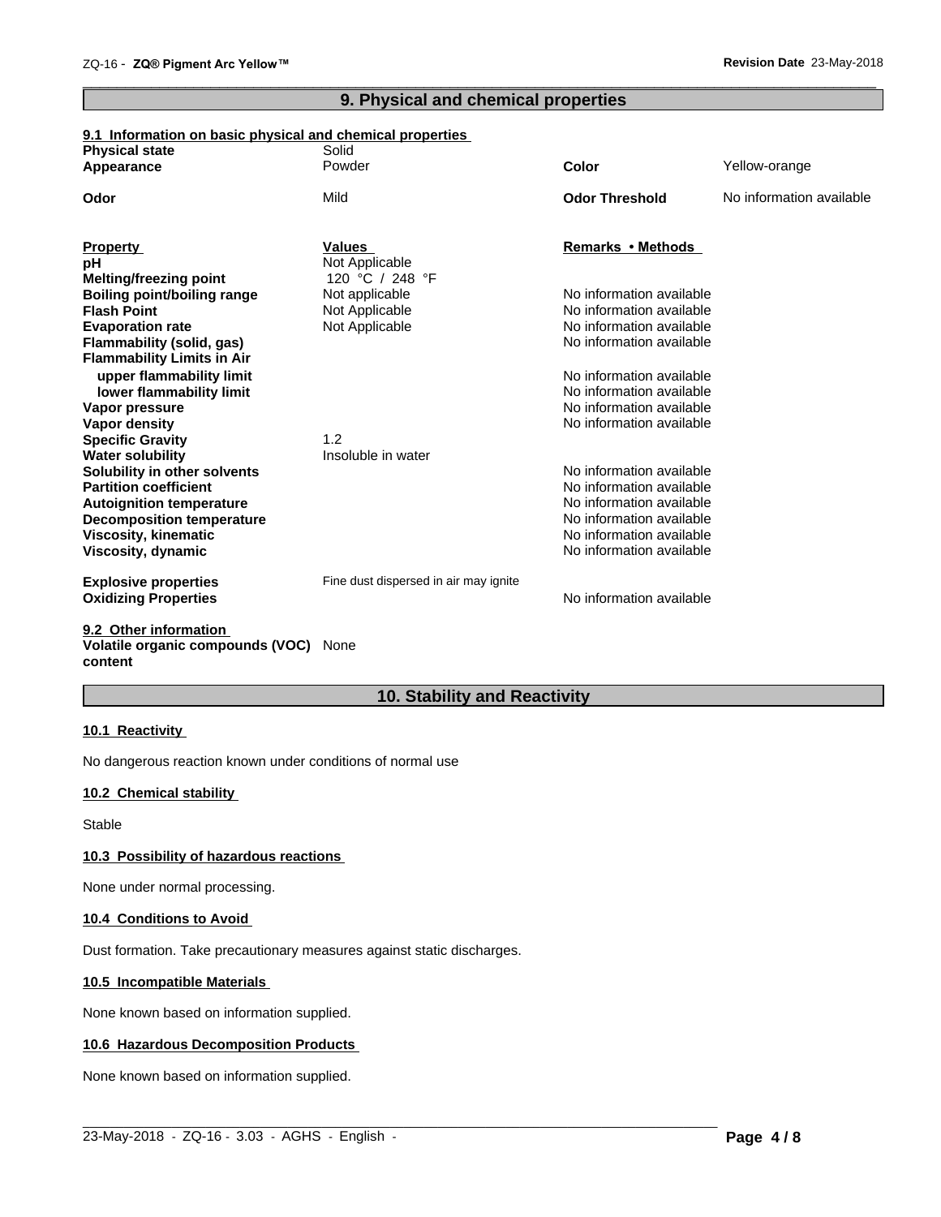## 9. Physical and chemical properties

### 9.1 Information on basic physical and chemical properties

| | | | |
|---|---|---|---|
| **Physical state** | Solid | | |
| **Appearance** | Powder | **Color** | Yellow-orange |
| **Odor** | Mild | **Odor Threshold** | No information available |

| **Property** | **Values** | **Remarks • Methods** |
|---|---|---|
| **pH** | Not Applicable | |
| **Melting/freezing point** | 120 °C / 248 °F | |
| **Boiling point/boiling range** | Not applicable | No information available |
| **Flash Point** | Not Applicable | No information available |
| **Evaporation rate** | Not Applicable | No information available |
| **Flammability (solid, gas)** | | No information available |
| **Flammability Limits in Air** | | |
| **upper flammability limit** | | No information available |
| **lower flammability limit** | | No information available |
| **Vapor pressure** | | No information available |
| **Vapor density** | | No information available |
| **Specific Gravity** | 1.2 | |
| **Water solubility** | Insoluble in water | |
| **Solubility in other solvents** | | No information available |
| **Partition coefficient** | | No information available |
| **Autoignition temperature** | | No information available |
| **Decomposition temperature** | | No information available |
| **Viscosity, kinematic** | | No information available |
| **Viscosity, dynamic** | | No information available |
| **Explosive properties** | Fine dust dispersed in air may ignite | |
| **Oxidizing Properties** | | No information available |

### 9.2 Other information

**Volatile organic compounds (VOC) content** None

## 10. Stability and Reactivity

### 10.1 Reactivity

No dangerous reaction known under conditions of normal use

### 10.2 Chemical stability

Stable

### 10.3 Possibility of hazardous reactions

None under normal processing.

### 10.4 Conditions to Avoid

Dust formation. Take precautionary measures against static discharges.

### 10.5 Incompatible Materials

None known based on information supplied.

### 10.6 Hazardous Decomposition Products

None known based on information supplied.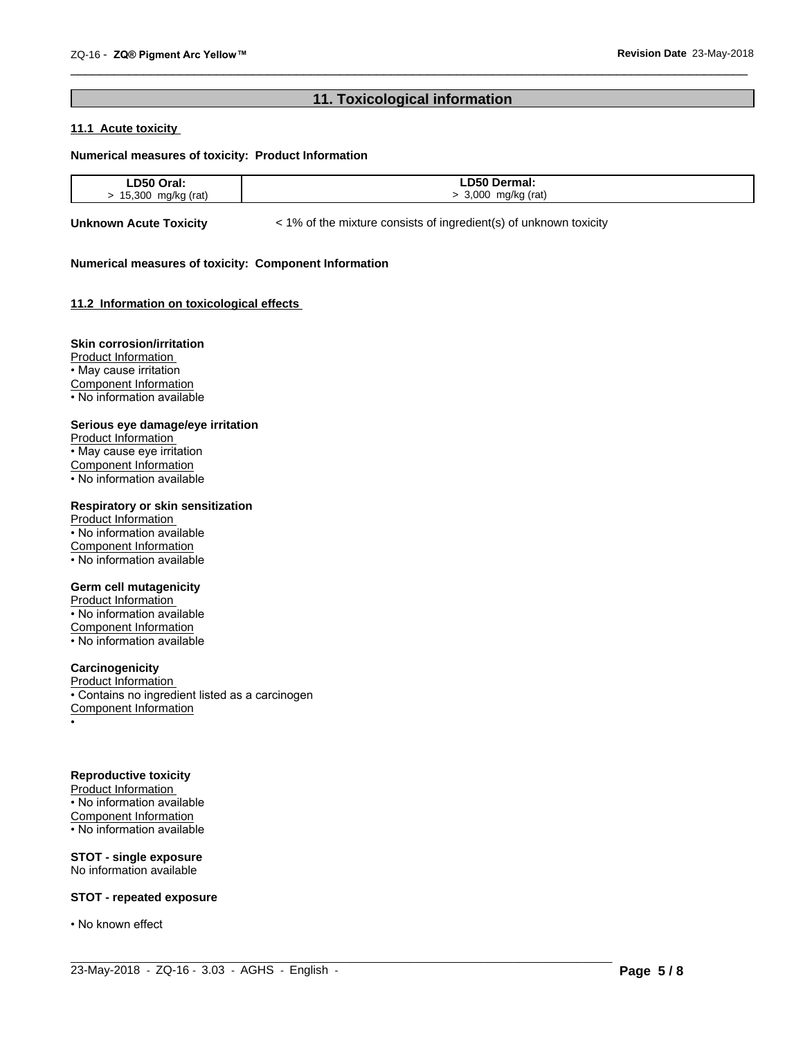## 11. Toxicological information

### 11.1 Acute toxicity

**Numerical measures of toxicity: Product Information**

| LD50 Oral: | LD50 Dermal: |
|---|---|
| > 15,300 mg/kg (rat) | > 3,000 mg/kg (rat) |

**Unknown Acute Toxicity** < 1% of the mixture consists of ingredient(s) of unknown toxicity

**Numerical measures of toxicity: Component Information**

### 11.2 Information on toxicological effects

**Skin corrosion/irritation**

Product Information
• May cause irritation

Component Information
• No information available

**Serious eye damage/eye irritation**

Product Information
• May cause eye irritation

Component Information
• No information available

**Respiratory or skin sensitization**

Product Information
• No information available

Component Information
• No information available

**Germ cell mutagenicity**

Product Information
• No information available

Component Information
• No information available

**Carcinogenicity**

Product Information
• Contains no ingredient listed as a carcinogen

Component Information
•

**Reproductive toxicity**

Product Information
• No information available

Component Information
• No information available

**STOT - single exposure**

No information available

**STOT - repeated exposure**

• No known effect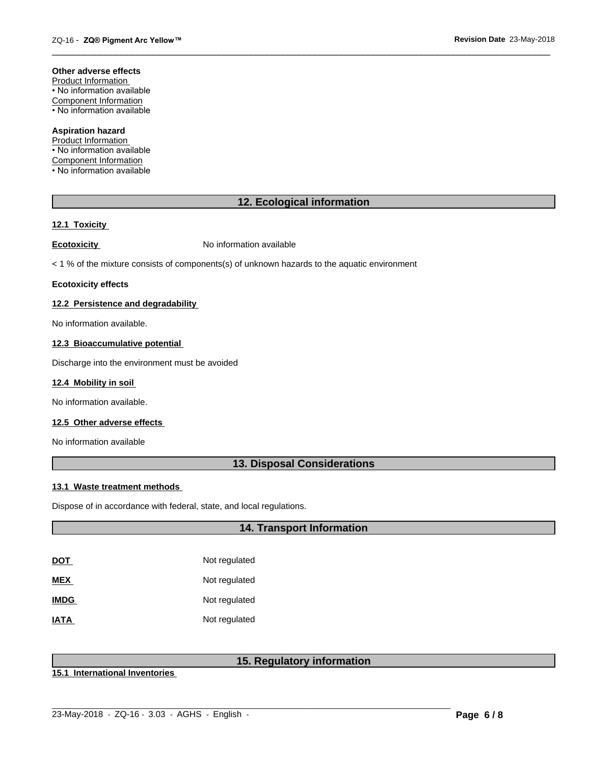**Other adverse effects**

Product Information

• No information available

Component Information

• No information available

**Aspiration hazard**

Product Information

• No information available

Component Information

• No information available

## 12. Ecological information

### 12.1 Toxicity

**Ecotoxicity** No information available

< 1 % of the mixture consists of components(s) of unknown hazards to the aquatic environment

**Ecotoxicity effects**

### 12.2 Persistence and degradability

No information available.

### 12.3 Bioaccumulative potential

Discharge into the environment must be avoided

### 12.4 Mobility in soil

No information available.

### 12.5 Other adverse effects

No information available

## 13. Disposal Considerations

### 13.1 Waste treatment methods

Dispose of in accordance with federal, state, and local regulations.

## 14. Transport Information

| | |
|---|---|
| **DOT** | Not regulated |
| **MEX** | Not regulated |
| **IMDG** | Not regulated |
| **IATA** | Not regulated |

## 15. Regulatory information

### 15.1 International Inventories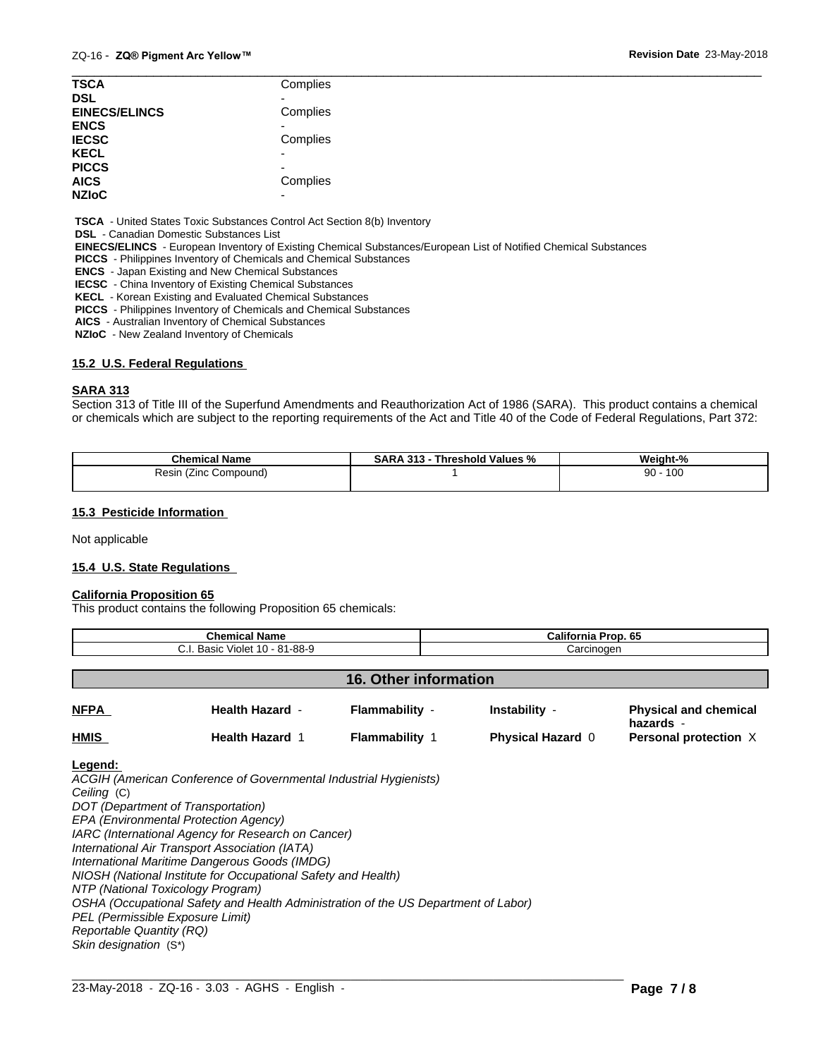| | |
|---|---|
| **TSCA** | Complies |
| **DSL** | - |
| **EINECS/ELINCS** | Complies |
| **ENCS** | - |
| **IECSC** | Complies |
| **KECL** | - |
| **PICCS** | - |
| **AICS** | Complies |
| **NZIoC** | - |

**TSCA** - United States Toxic Substances Control Act Section 8(b) Inventory
**DSL** - Canadian Domestic Substances List
**EINECS/ELINCS** - European Inventory of Existing Chemical Substances/European List of Notified Chemical Substances
**PICCS** - Philippines Inventory of Chemicals and Chemical Substances
**ENCS** - Japan Existing and New Chemical Substances
**IECSC** - China Inventory of Existing Chemical Substances
**KECL** - Korean Existing and Evaluated Chemical Substances
**PICCS** - Philippines Inventory of Chemicals and Chemical Substances
**AICS** - Australian Inventory of Chemical Substances
**NZIoC** - New Zealand Inventory of Chemicals

## 15.2 U.S. Federal Regulations

### SARA 313

Section 313 of Title III of the Superfund Amendments and Reauthorization Act of 1986 (SARA). This product contains a chemical or chemicals which are subject to the reporting requirements of the Act and Title 40 of the Code of Federal Regulations, Part 372:

| Chemical Name | SARA 313 - Threshold Values % | Weight-% |
|---|---|---|
| Resin (Zinc Compound) | 1 | 90 - 100 |

## 15.3 Pesticide Information

Not applicable

## 15.4 U.S. State Regulations

### California Proposition 65

This product contains the following Proposition 65 chemicals:

| Chemical Name | California Prop. 65 |
|---|---|
| C.I. Basic Violet 10 - 81-88-9 | Carcinogen |

# 16. Other information

| | | | | |
|---|---|---|---|---|
| **NFPA** | **Health Hazard** - | **Flammability** - | **Instability** - | **Physical and chemical hazards** - |
| **HMIS** | **Health Hazard** 1 | **Flammability** 1 | **Physical Hazard** 0 | **Personal protection** X |

**Legend:**

*ACGIH (American Conference of Governmental Industrial Hygienists)*
*Ceiling* (C)
*DOT (Department of Transportation)*
*EPA (Environmental Protection Agency)*
*IARC (International Agency for Research on Cancer)*
*International Air Transport Association (IATA)*
*International Maritime Dangerous Goods (IMDG)*
*NIOSH (National Institute for Occupational Safety and Health)*
*NTP (National Toxicology Program)*
*OSHA (Occupational Safety and Health Administration of the US Department of Labor)*
*PEL (Permissible Exposure Limit)*
*Reportable Quantity (RQ)*
*Skin designation* (S*)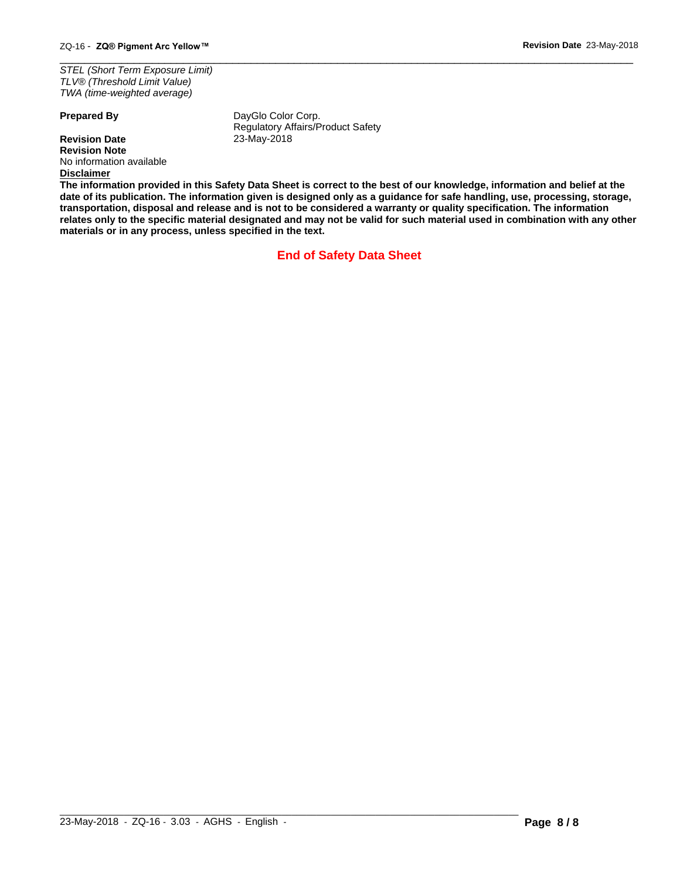*STEL (Short Term Exposure Limit)*
*TLV® (Threshold Limit Value)*
*TWA (time-weighted average)*

**Prepared By** DayGlo Color Corp.
Regulatory Affairs/Product Safety

**Revision Date** 23-May-2018

**Revision Note**

No information available

**Disclaimer**

**The information provided in this Safety Data Sheet is correct to the best of our knowledge, information and belief at the date of its publication. The information given is designed only as a guidance for safe handling, use, processing, storage, transportation, disposal and release and is not to be considered a warranty or quality specification. The information relates only to the specific material designated and may not be valid for such material used in combination with any other materials or in any process, unless specified in the text.**

**End of Safety Data Sheet**